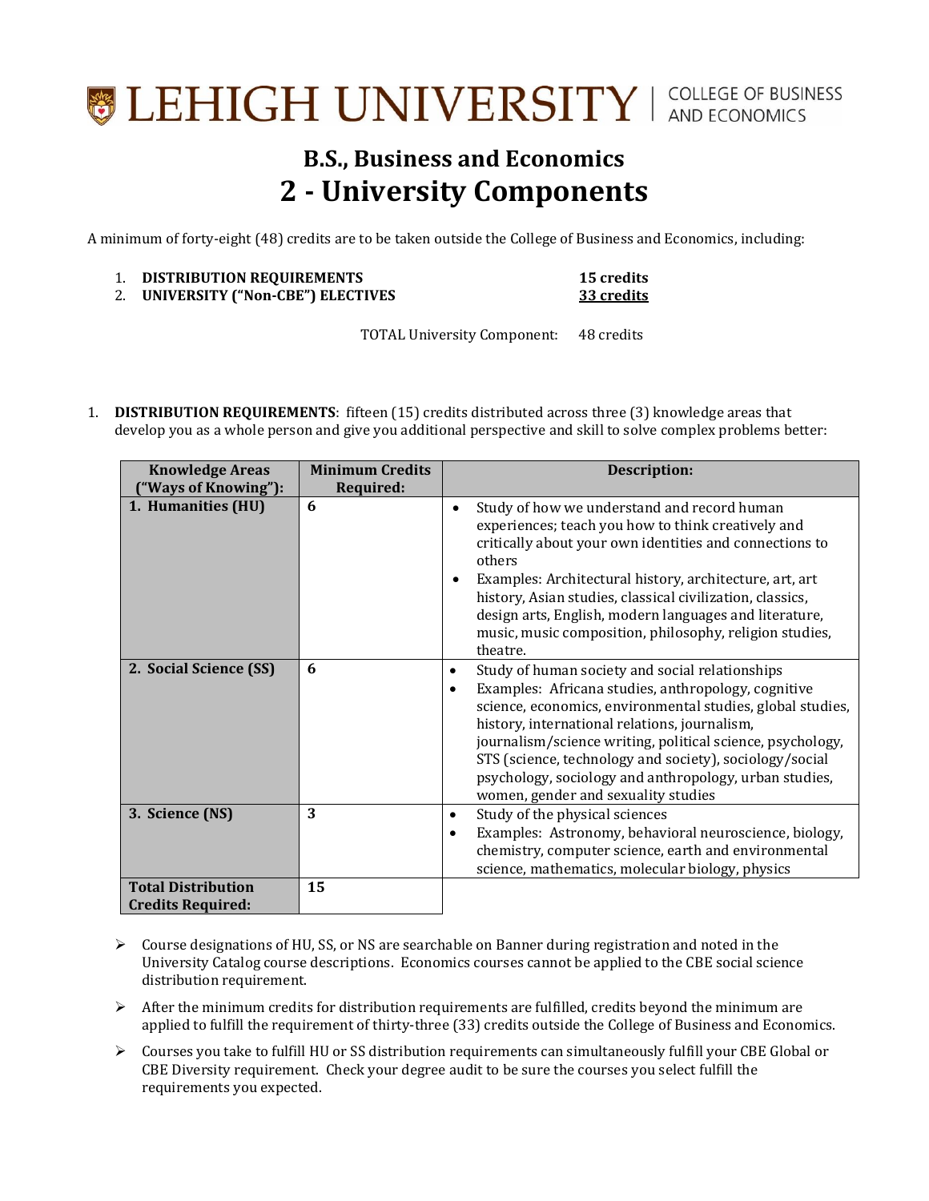LEHIGH UNIVERSITY | COLLEGE OF BUSINESS AND ECONOMICS

# B.S., Business and Economics

# 2 - University Components

A minimum of forty-eight (48) credits are to be taken outside the College of Business and Economics, including:

1. **DISTRIBUTION REQUIREMENTS** **15 credits**
2. **UNIVERSITY ("Non-CBE") ELECTIVES** **33 credits**

TOTAL University Component: 48 credits

1. **DISTRIBUTION REQUIREMENTS**: fifteen (15) credits distributed across three (3) knowledge areas that develop you as a whole person and give you additional perspective and skill to solve complex problems better:

| Knowledge Areas ("Ways of Knowing"): | Minimum Credits Required: | Description: |
|---|---|---|
| **1. Humanities (HU)** | **6** | • Study of how we understand and record human experiences; teach you how to think creatively and critically about your own identities and connections to others<br>• Examples: Architectural history, architecture, art, art history, Asian studies, classical civilization, classics, design arts, English, modern languages and literature, music, music composition, philosophy, religion studies, theatre. |
| **2. Social Science (SS)** | **6** | • Study of human society and social relationships<br>• Examples: Africana studies, anthropology, cognitive science, economics, environmental studies, global studies, history, international relations, journalism, journalism/science writing, political science, psychology, STS (science, technology and society), sociology/social psychology, sociology and anthropology, urban studies, women, gender and sexuality studies |
| **3. Science (NS)** | **3** | • Study of the physical sciences<br>• Examples: Astronomy, behavioral neuroscience, biology, chemistry, computer science, earth and environmental science, mathematics, molecular biology, physics |
| **Total Distribution Credits Required:** | **15** | |

- Course designations of HU, SS, or NS are searchable on Banner during registration and noted in the University Catalog course descriptions. Economics courses cannot be applied to the CBE social science distribution requirement.
- After the minimum credits for distribution requirements are fulfilled, credits beyond the minimum are applied to fulfill the requirement of thirty-three (33) credits outside the College of Business and Economics.
- Courses you take to fulfill HU or SS distribution requirements can simultaneously fulfill your CBE Global or CBE Diversity requirement. Check your degree audit to be sure the courses you select fulfill the requirements you expected.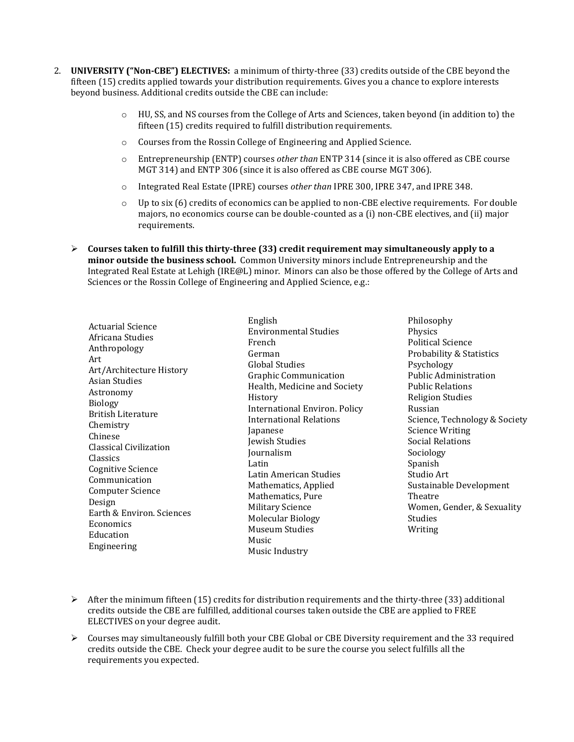2. **UNIVERSITY ("Non-CBE") ELECTIVES:** a minimum of thirty-three (33) credits outside of the CBE beyond the fifteen (15) credits applied towards your distribution requirements. Gives you a chance to explore interests beyond business. Additional credits outside the CBE can include:

   - HU, SS, and NS courses from the College of Arts and Sciences, taken beyond (in addition to) the fifteen (15) credits required to fulfill distribution requirements.
   - Courses from the Rossin College of Engineering and Applied Science.
   - Entrepreneurship (ENTP) courses *other than* ENTP 314 (since it is also offered as CBE course MGT 314) and ENTP 306 (since it is also offered as CBE course MGT 306).
   - Integrated Real Estate (IPRE) courses *other than* IPRE 300, IPRE 347, and IPRE 348.
   - Up to six (6) credits of economics can be applied to non-CBE elective requirements. For double majors, no economics course can be double-counted as a (i) non-CBE electives, and (ii) major requirements.

- **Courses taken to fulfill this thirty-three (33) credit requirement may simultaneously apply to a minor outside the business school.** Common University minors include Entrepreneurship and the Integrated Real Estate at Lehigh (IRE@L) minor. Minors can also be those offered by the College of Arts and Sciences or the Rossin College of Engineering and Applied Science, e.g.:

Actuarial Science
Africana Studies
Anthropology
Art
Art/Architecture History
Asian Studies
Astronomy
Biology
British Literature
Chemistry
Chinese
Classical Civilization
Classics
Cognitive Science
Communication
Computer Science
Design
Earth & Environ. Sciences
Economics
Education
Engineering
English
Environmental Studies
French
German
Global Studies
Graphic Communication
Health, Medicine and Society
History
International Environ. Policy
International Relations
Japanese
Jewish Studies
Journalism
Latin
Latin American Studies
Mathematics, Applied
Mathematics, Pure
Military Science
Molecular Biology
Museum Studies
Music
Music Industry
Philosophy
Physics
Political Science
Probability & Statistics
Psychology
Public Administration
Public Relations
Religion Studies
Russian
Science, Technology & Society
Science Writing
Social Relations
Sociology
Spanish
Studio Art
Sustainable Development
Theatre
Women, Gender, & Sexuality Studies
Writing

- After the minimum fifteen (15) credits for distribution requirements and the thirty-three (33) additional credits outside the CBE are fulfilled, additional courses taken outside the CBE are applied to FREE ELECTIVES on your degree audit.
- Courses may simultaneously fulfill both your CBE Global or CBE Diversity requirement and the 33 required credits outside the CBE. Check your degree audit to be sure the course you select fulfills all the requirements you expected.